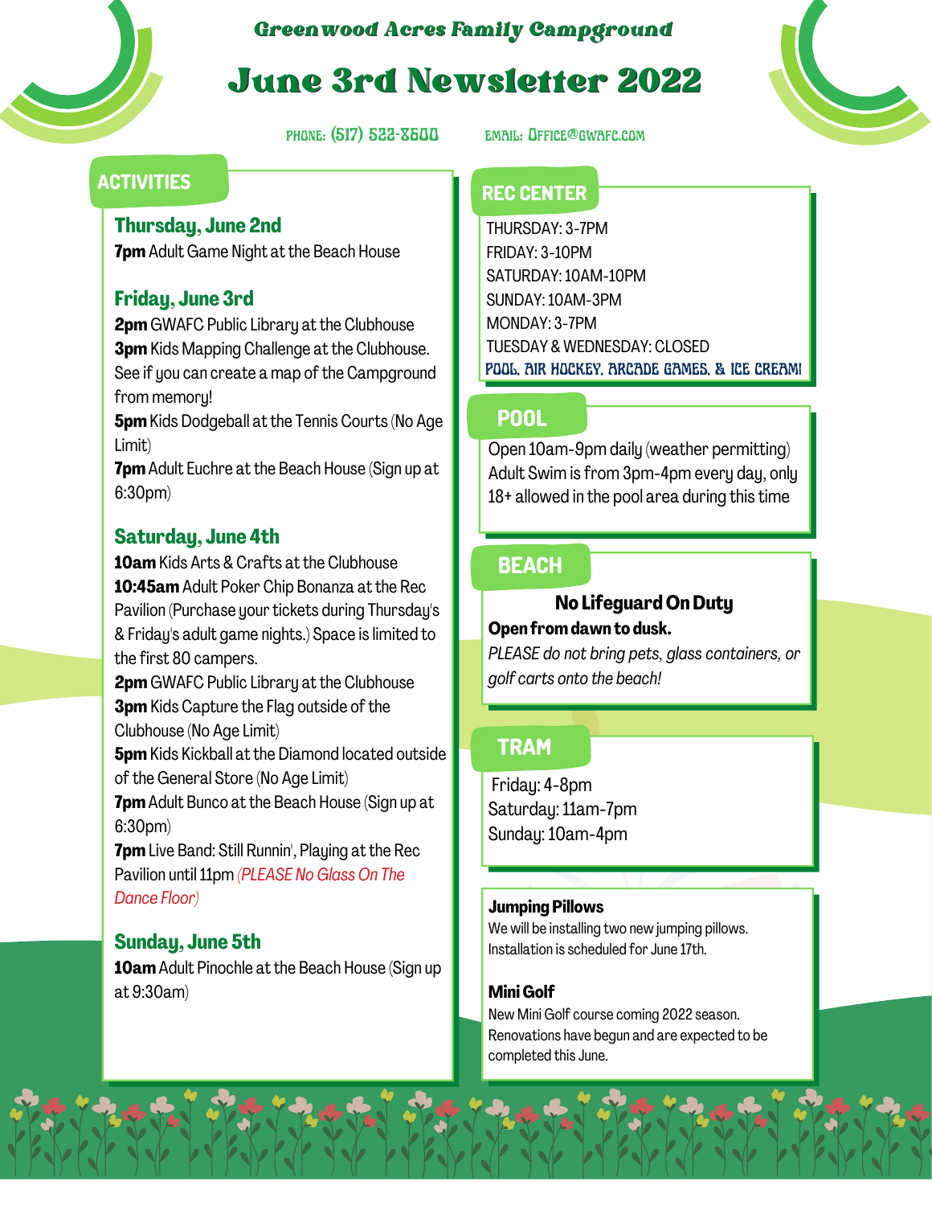# Greenwood Acres Family Campground

# June 3rd Newsletter 2022

PHONE: (517) 522-3600 EMAIL: Office@gwafc.com

## ACTIVITIES

### Thursday, June 2nd

**7pm** Adult Game Night at the Beach House

### Friday, June 3rd

**2pm** GWAFC Public Library at the Clubhouse
**3pm** Kids Mapping Challenge at the Clubhouse. See if you can create a map of the Campground from memory!
**5pm** Kids Dodgeball at the Tennis Courts (No Age Limit)
**7pm** Adult Euchre at the Beach House (Sign up at 6:30pm)

### Saturday, June 4th

**10am** Kids Arts & Crafts at the Clubhouse
**10:45am** Adult Poker Chip Bonanza at the Rec Pavilion (Purchase your tickets during Thursday's & Friday's adult game nights.) Space is limited to the first 80 campers.
**2pm** GWAFC Public Library at the Clubhouse
**3pm** Kids Capture the Flag outside of the Clubhouse (No Age Limit)
**5pm** Kids Kickball at the Diamond located outside of the General Store (No Age Limit)
**7pm** Adult Bunco at the Beach House (Sign up at 6:30pm)
**7pm** Live Band: Still Runnin', Playing at the Rec Pavilion until 11pm *(PLEASE No Glass On The Dance Floor)*

### Sunday, June 5th

**10am** Adult Pinochle at the Beach House (Sign up at 9:30am)

## REC CENTER

THURSDAY: 3-7PM
FRIDAY: 3-10PM
SATURDAY: 10AM-10PM
SUNDAY: 10AM-3PM
MONDAY: 3-7PM
TUESDAY & WEDNESDAY: CLOSED
POOL, AIR HOCKEY, ARCADE GAMES, & ICE CREAM!

## POOL

Open 10am-9pm daily (weather permitting)
Adult Swim is from 3pm-4pm every day, only 18+ allowed in the pool area during this time

## BEACH

**No Lifeguard On Duty**

**Open from dawn to dusk.**

*PLEASE do not bring pets, glass containers, or golf carts onto the beach!*

## TRAM

Friday: 4-8pm
Saturday: 11am-7pm
Sunday: 10am-4pm

**Jumping Pillows**

We will be installing two new jumping pillows. Installation is scheduled for June 17th.

**Mini Golf**

New Mini Golf course coming 2022 season. Renovations have begun and are expected to be completed this June.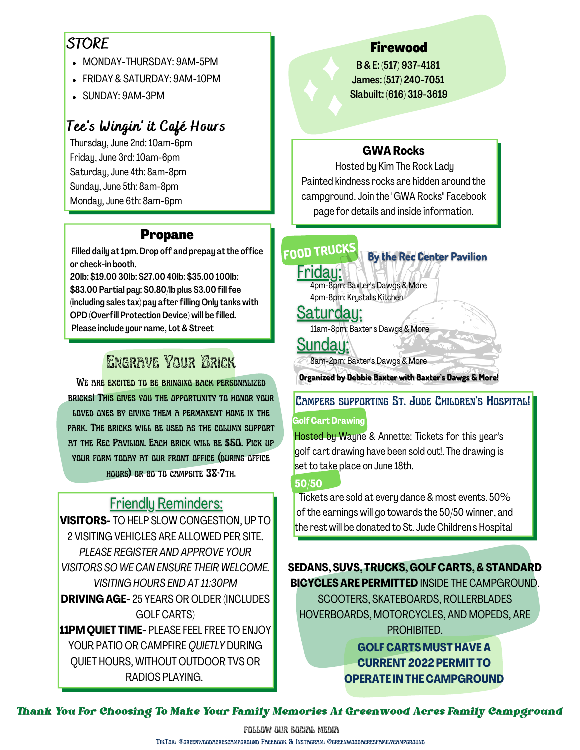## STORE

- MONDAY-THURSDAY: 9AM-5PM
- FRIDAY & SATURDAY: 9AM-10PM
- SUNDAY: 9AM-3PM

## Tee's Wingin' it Café Hours

Thursday, June 2nd: 10am-6pm
Friday, June 3rd: 10am-6pm
Saturday, June 4th: 8am-8pm
Sunday, June 5th: 8am-8pm
Monday, June 6th: 8am-6pm

## Propane

**Filled daily at 1pm. Drop off and prepay at the office or check-in booth.**
**20lb: $19.00 30lb: $27.00 40lb: $35.00 100lb: $83.00 Partial pay: $0.80/lb plus $3.00 fill fee (including sales tax) pay after filling Only tanks with OPD (Overfill Protection Device) will be filled.**
**Please include your name, Lot & Street**

## Engrave Your Brick

We are excited to be bringing back personalized bricks! This gives you the opportunity to honor your loved ones by giving them a permanent home in the park. The bricks will be used as the column support at the Rec Pavilion. Each brick will be $50. Pick up your form today at our front office (during office hours) or go to campsite 38-7th.

## Friendly Reminders:

**VISITORS**- TO HELP SLOW CONGESTION, UP TO 2 VISITING VEHICLES ARE ALLOWED PER SITE. *PLEASE REGISTER AND APPROVE YOUR VISITORS SO WE CAN ENSURE THEIR WELCOME. VISITING HOURS END AT 11:30PM*
**DRIVING AGE**- 25 YEARS OR OLDER (INCLUDES GOLF CARTS)
**11PM QUIET TIME**- PLEASE FEEL FREE TO ENJOY YOUR PATIO OR CAMPFIRE *QUIETLY* DURING QUIET HOURS, WITHOUT OUTDOOR TVS OR RADIOS PLAYING.

## Firewood

**B & E: (517) 937-4181**
**James: (517) 240-7051**
**Slabuilt: (616) 319-3619**

## GWA Rocks

Hosted by Kim The Rock Lady
Painted kindness rocks are hidden around the campground. Join the "GWA Rocks" Facebook page for details and inside information.

## FOOD TRUCKS

**By the Rec Center Pavilion**

**Friday:**
4pm-8pm: Baxter's Dawgs & More
4pm-8pm: Krystal's Kitchen

**Saturday:**
11am-8pm: Baxter's Dawgs & More

**Sunday:**
8am-2pm: Baxter's Dawgs & More

**Organized by Debbie Baxter with Baxter's Dawgs & More!**

## Campers supporting St. Jude Children's Hospital!

**Golf Cart Drawing**

Hosted by Wayne & Annette: Tickets for this year's golf cart drawing have been sold out!. The drawing is set to take place on June 18th.

**50/50**

Tickets are sold at every dance & most events. 50% of the earnings will go towards the 50/50 winner, and the rest will be donated to St. Jude Children's Hospital

**SEDANS, SUVS, TRUCKS, GOLF CARTS, & STANDARD BICYCLES ARE PERMITTED** INSIDE THE CAMPGROUND. SCOOTERS, SKATEBOARDS, ROLLERBLADES HOVERBOARDS, MOTORCYCLES, AND MOPEDS, ARE PROHIBITED.

**GOLF CARTS MUST HAVE A CURRENT 2022 PERMIT TO OPERATE IN THE CAMPGROUND**

***Thank You For Choosing To Make Your Family Memories At Greenwood Acres Family Campground***

Follow our social media
TikTok: @greenwoodacrescampground Facebook & Instagram: @greenwoodacresfamilycampground